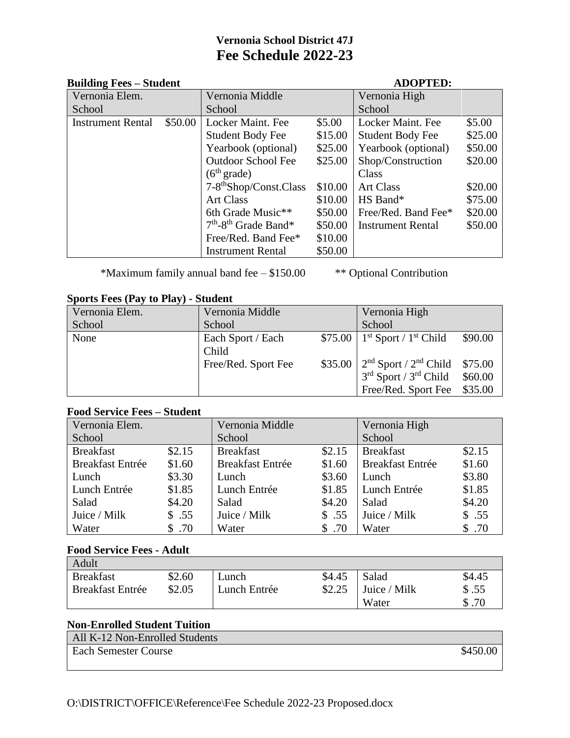# Vernonia School District 47J

## Fee Schedule 2022-23

### Building Fees – Student

**ADOPTED:**

| Vernonia Elem. School | | Vernonia Middle School | | Vernonia High School | |
|---|---|---|---|---|---|
| Instrument Rental | $50.00 | Locker Maint. Fee | $5.00 | Locker Maint. Fee | $5.00 |
| | | Student Body Fee | $15.00 | Student Body Fee | $25.00 |
| | | Yearbook (optional) | $25.00 | Yearbook (optional) | $50.00 |
| | | Outdoor School Fee (6th grade) | $25.00 | Shop/Construction Class | $20.00 |
| | | 7-8th Shop/Const.Class | $10.00 | Art Class | $20.00 |
| | | Art Class | $10.00 | HS Band* | $75.00 |
| | | 6th Grade Music** | $50.00 | Free/Red. Band Fee* | $20.00 |
| | | 7th-8th Grade Band* | $50.00 | Instrument Rental | $50.00 |
| | | Free/Red. Band Fee* | $10.00 | | |
| | | Instrument Rental | $50.00 | | |

*Maximum family annual band fee – $150.00 ** Optional Contribution

### Sports Fees (Pay to Play) - Student

| Vernonia Elem. School | Vernonia Middle School | | Vernonia High School | |
|---|---|---|---|---|
| None | Each Sport / Each Child | $75.00 | 1st Sport / 1st Child | $90.00 |
| | Free/Red. Sport Fee | $35.00 | 2nd Sport / 2nd Child | $75.00 |
| | | | 3rd Sport / 3rd Child | $60.00 |
| | | | Free/Red. Sport Fee | $35.00 |

### Food Service Fees – Student

| Vernonia Elem. School | | Vernonia Middle School | | Vernonia High School | |
|---|---|---|---|---|---|
| Breakfast | $2.15 | Breakfast | $2.15 | Breakfast | $2.15 |
| Breakfast Entrée | $1.60 | Breakfast Entrée | $1.60 | Breakfast Entrée | $1.60 |
| Lunch | $3.30 | Lunch | $3.60 | Lunch | $3.80 |
| Lunch Entrée | $1.85 | Lunch Entrée | $1.85 | Lunch Entrée | $1.85 |
| Salad | $4.20 | Salad | $4.20 | Salad | $4.20 |
| Juice / Milk | $ .55 | Juice / Milk | $ .55 | Juice / Milk | $ .55 |
| Water | $ .70 | Water | $ .70 | Water | $ .70 |

### Food Service Fees - Adult

| Adult | | | | | |
|---|---|---|---|---|---|
| Breakfast | $2.60 | Lunch | $4.45 | Salad | $4.45 |
| Breakfast Entrée | $2.05 | Lunch Entrée | $2.25 | Juice / Milk | $ .55 |
| | | | | Water | $ .70 |

### Non-Enrolled Student Tuition

| All K-12 Non-Enrolled Students | |
|---|---|
| Each Semester Course | $450.00 |

O:\DISTRICT\OFFICE\Reference\Fee Schedule 2022-23 Proposed.docx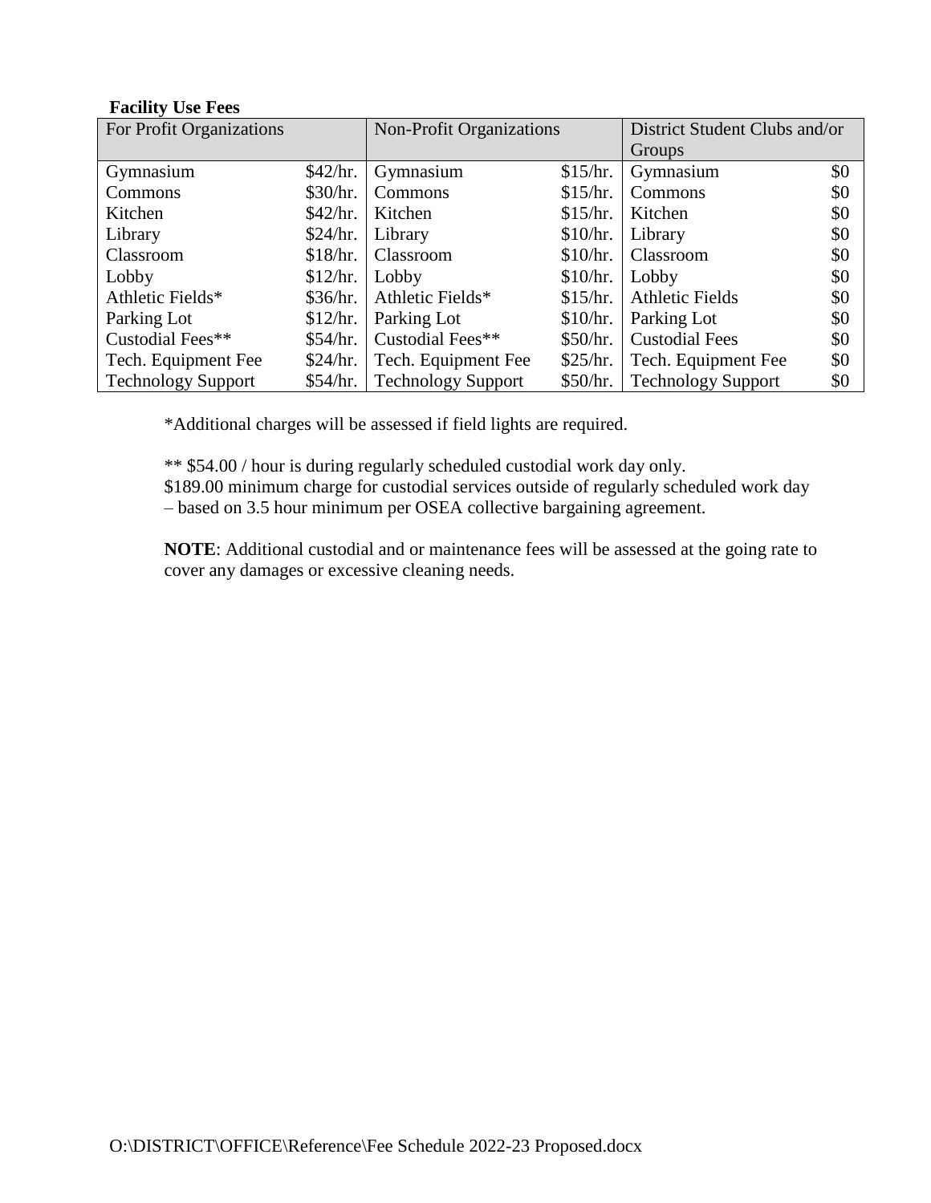**Facility Use Fees**

| For Profit Organizations | | Non-Profit Organizations | | District Student Clubs and/or Groups | |
|---|---|---|---|---|---|
| Gymnasium | $42/hr. | Gymnasium | $15/hr. | Gymnasium | $0 |
| Commons | $30/hr. | Commons | $15/hr. | Commons | $0 |
| Kitchen | $42/hr. | Kitchen | $15/hr. | Kitchen | $0 |
| Library | $24/hr. | Library | $10/hr. | Library | $0 |
| Classroom | $18/hr. | Classroom | $10/hr. | Classroom | $0 |
| Lobby | $12/hr. | Lobby | $10/hr. | Lobby | $0 |
| Athletic Fields* | $36/hr. | Athletic Fields* | $15/hr. | Athletic Fields | $0 |
| Parking Lot | $12/hr. | Parking Lot | $10/hr. | Parking Lot | $0 |
| Custodial Fees** | $54/hr. | Custodial Fees** | $50/hr. | Custodial Fees | $0 |
| Tech. Equipment Fee | $24/hr. | Tech. Equipment Fee | $25/hr. | Tech. Equipment Fee | $0 |
| Technology Support | $54/hr. | Technology Support | $50/hr. | Technology Support | $0 |

*Additional charges will be assessed if field lights are required.

** $54.00 / hour is during regularly scheduled custodial work day only.
$189.00 minimum charge for custodial services outside of regularly scheduled work day – based on 3.5 hour minimum per OSEA collective bargaining agreement.

**NOTE**: Additional custodial and or maintenance fees will be assessed at the going rate to cover any damages or excessive cleaning needs.

O:\DISTRICT\OFFICE\Reference\Fee Schedule 2022-23 Proposed.docx